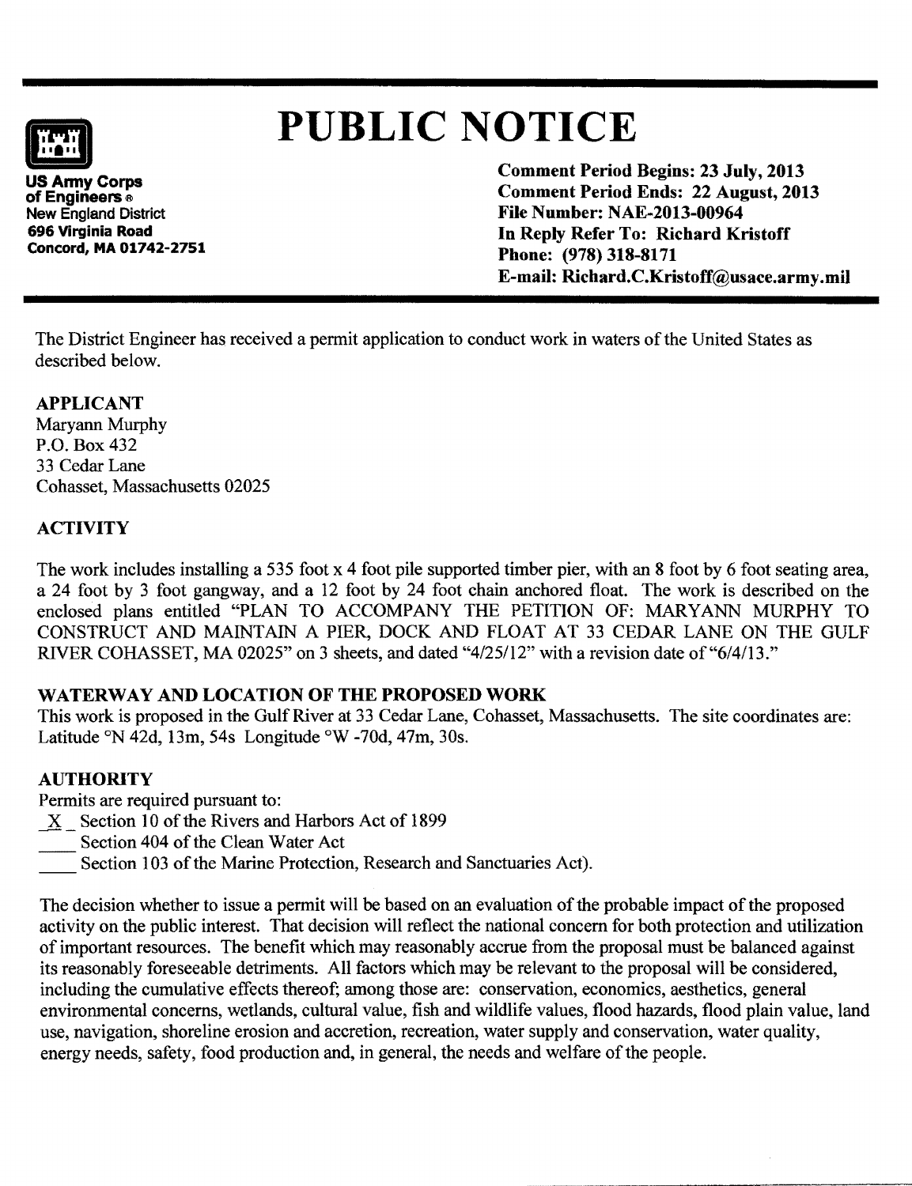# PUBLIC NOTICE

**US Army Corps of Engineers ®**
**New England District**
**696 Virginia Road**
**Concord, MA 01742-2751**

**Comment Period Begins: 23 July, 2013**
**Comment Period Ends: 22 August, 2013**
**File Number: NAE-2013-00964**
**In Reply Refer To: Richard Kristoff**
**Phone: (978) 318-8171**
**E-mail: Richard.C.Kristoff@usace.army.mil**

The District Engineer has received a permit application to conduct work in waters of the United States as described below.

## APPLICANT

Maryann Murphy
P.O. Box 432
33 Cedar Lane
Cohasset, Massachusetts 02025

## ACTIVITY

The work includes installing a 535 foot x 4 foot pile supported timber pier, with an 8 foot by 6 foot seating area, a 24 foot by 3 foot gangway, and a 12 foot by 24 foot chain anchored float. The work is described on the enclosed plans entitled "PLAN TO ACCOMPANY THE PETITION OF: MARYANN MURPHY TO CONSTRUCT AND MAINTAIN A PIER, DOCK AND FLOAT AT 33 CEDAR LANE ON THE GULF RIVER COHASSET, MA 02025" on 3 sheets, and dated "4/25/12" with a revision date of "6/4/13."

## WATERWAY AND LOCATION OF THE PROPOSED WORK

This work is proposed in the Gulf River at 33 Cedar Lane, Cohasset, Massachusetts. The site coordinates are: Latitude °N 42d, 13m, 54s Longitude °W -70d, 47m, 30s.

## AUTHORITY

Permits are required pursuant to:

\_X\_ Section 10 of the Rivers and Harbors Act of 1899
\_\_\_\_ Section 404 of the Clean Water Act
\_\_\_\_ Section 103 of the Marine Protection, Research and Sanctuaries Act).

The decision whether to issue a permit will be based on an evaluation of the probable impact of the proposed activity on the public interest. That decision will reflect the national concern for both protection and utilization of important resources. The benefit which may reasonably accrue from the proposal must be balanced against its reasonably foreseeable detriments. All factors which may be relevant to the proposal will be considered, including the cumulative effects thereof; among those are: conservation, economics, aesthetics, general environmental concerns, wetlands, cultural value, fish and wildlife values, flood hazards, flood plain value, land use, navigation, shoreline erosion and accretion, recreation, water supply and conservation, water quality, energy needs, safety, food production and, in general, the needs and welfare of the people.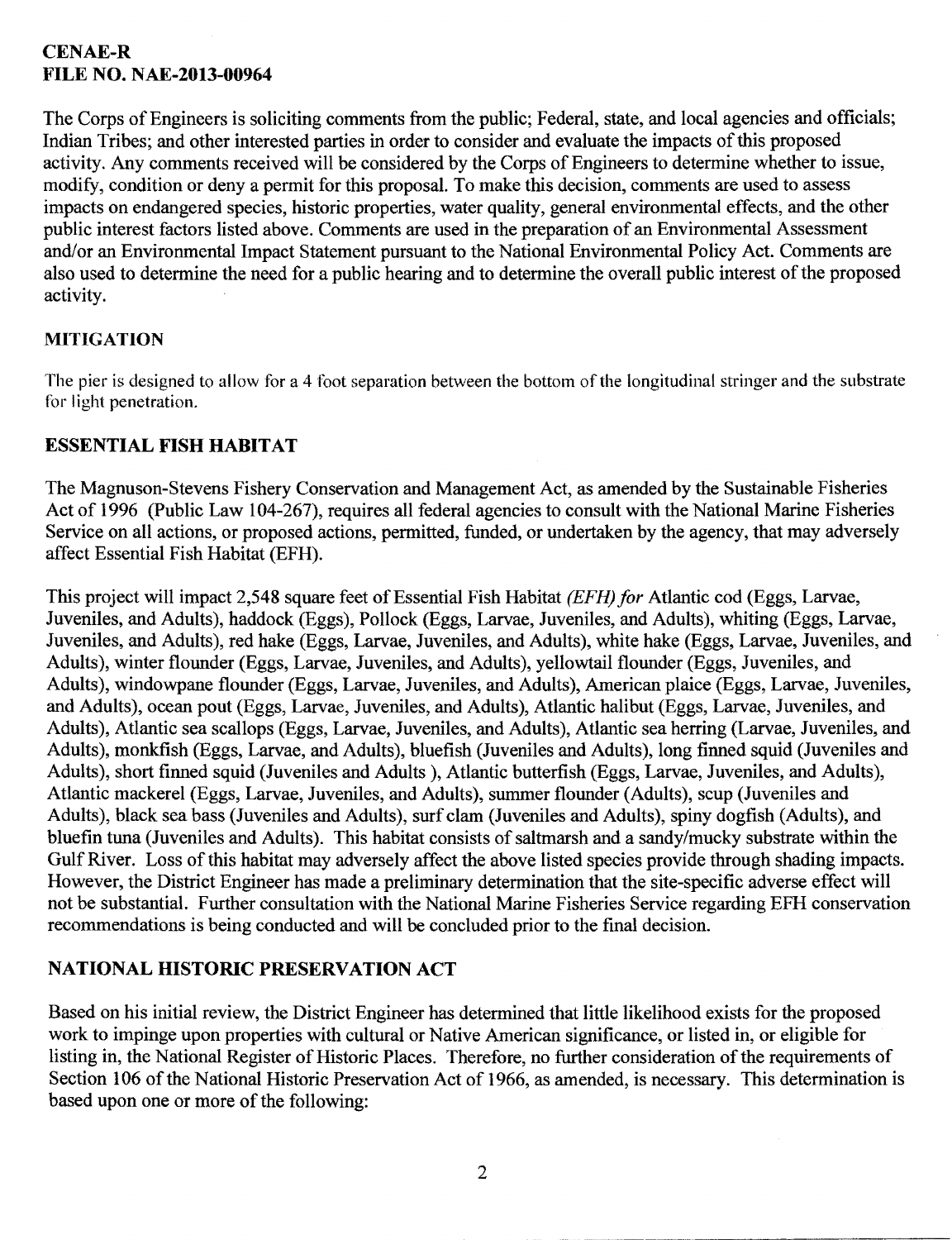**CENAE-R**
**FILE NO. NAE-2013-00964**

The Corps of Engineers is soliciting comments from the public; Federal, state, and local agencies and officials; Indian Tribes; and other interested parties in order to consider and evaluate the impacts of this proposed activity. Any comments received will be considered by the Corps of Engineers to determine whether to issue, modify, condition or deny a permit for this proposal. To make this decision, comments are used to assess impacts on endangered species, historic properties, water quality, general environmental effects, and the other public interest factors listed above. Comments are used in the preparation of an Environmental Assessment and/or an Environmental Impact Statement pursuant to the National Environmental Policy Act. Comments are also used to determine the need for a public hearing and to determine the overall public interest of the proposed activity.

## MITIGATION

The pier is designed to allow for a 4 foot separation between the bottom of the longitudinal stringer and the substrate for light penetration.

## ESSENTIAL FISH HABITAT

The Magnuson-Stevens Fishery Conservation and Management Act, as amended by the Sustainable Fisheries Act of 1996 (Public Law 104-267), requires all federal agencies to consult with the National Marine Fisheries Service on all actions, or proposed actions, permitted, funded, or undertaken by the agency, that may adversely affect Essential Fish Habitat (EFH).

This project will impact 2,548 square feet of Essential Fish Habitat *(EFH) for* Atlantic cod (Eggs, Larvae, Juveniles, and Adults), haddock (Eggs), Pollock (Eggs, Larvae, Juveniles, and Adults), whiting (Eggs, Larvae, Juveniles, and Adults), red hake (Eggs, Larvae, Juveniles, and Adults), white hake (Eggs, Larvae, Juveniles, and Adults), winter flounder (Eggs, Larvae, Juveniles, and Adults), yellowtail flounder (Eggs, Juveniles, and Adults), windowpane flounder (Eggs, Larvae, Juveniles, and Adults), American plaice (Eggs, Larvae, Juveniles, and Adults), ocean pout (Eggs, Larvae, Juveniles, and Adults), Atlantic halibut (Eggs, Larvae, Juveniles, and Adults), Atlantic sea scallops (Eggs, Larvae, Juveniles, and Adults), Atlantic sea herring (Larvae, Juveniles, and Adults), monkfish (Eggs, Larvae, and Adults), bluefish (Juveniles and Adults), long finned squid (Juveniles and Adults), short finned squid (Juveniles and Adults ), Atlantic butterfish (Eggs, Larvae, Juveniles, and Adults), Atlantic mackerel (Eggs, Larvae, Juveniles, and Adults), summer flounder (Adults), scup (Juveniles and Adults), black sea bass (Juveniles and Adults), surf clam (Juveniles and Adults), spiny dogfish (Adults), and bluefin tuna (Juveniles and Adults). This habitat consists of saltmarsh and a sandy/mucky substrate within the Gulf River. Loss of this habitat may adversely affect the above listed species provide through shading impacts. However, the District Engineer has made a preliminary determination that the site-specific adverse effect will not be substantial. Further consultation with the National Marine Fisheries Service regarding EFH conservation recommendations is being conducted and will be concluded prior to the final decision.

## NATIONAL HISTORIC PRESERVATION ACT

Based on his initial review, the District Engineer has determined that little likelihood exists for the proposed work to impinge upon properties with cultural or Native American significance, or listed in, or eligible for listing in, the National Register of Historic Places. Therefore, no further consideration of the requirements of Section 106 of the National Historic Preservation Act of 1966, as amended, is necessary. This determination is based upon one or more of the following: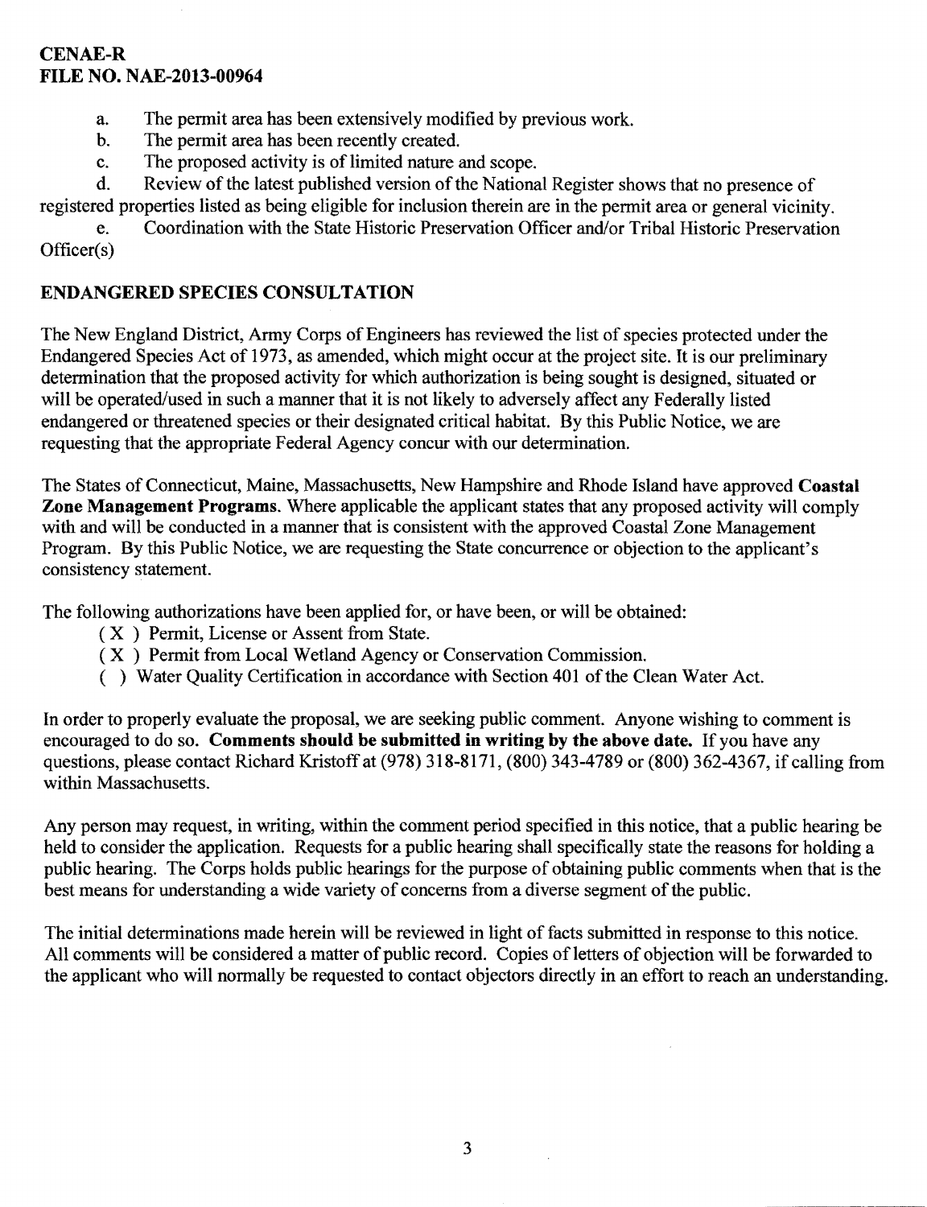a. The permit area has been extensively modified by previous work.
b. The permit area has been recently created.
c. The proposed activity is of limited nature and scope.
d. Review of the latest published version of the National Register shows that no presence of registered properties listed as being eligible for inclusion therein are in the permit area or general vicinity.
e. Coordination with the State Historic Preservation Officer and/or Tribal Historic Preservation Officer(s)

## ENDANGERED SPECIES CONSULTATION

The New England District, Army Corps of Engineers has reviewed the list of species protected under the Endangered Species Act of 1973, as amended, which might occur at the project site. It is our preliminary determination that the proposed activity for which authorization is being sought is designed, situated or will be operated/used in such a manner that it is not likely to adversely affect any Federally listed endangered or threatened species or their designated critical habitat. By this Public Notice, we are requesting that the appropriate Federal Agency concur with our determination.

The States of Connecticut, Maine, Massachusetts, New Hampshire and Rhode Island have approved **Coastal Zone Management Programs**. Where applicable the applicant states that any proposed activity will comply with and will be conducted in a manner that is consistent with the approved Coastal Zone Management Program. By this Public Notice, we are requesting the State concurrence or objection to the applicant's consistency statement.

The following authorizations have been applied for, or have been, or will be obtained:

( X ) Permit, License or Assent from State.
( X ) Permit from Local Wetland Agency or Conservation Commission.
( ) Water Quality Certification in accordance with Section 401 of the Clean Water Act.

In order to properly evaluate the proposal, we are seeking public comment. Anyone wishing to comment is encouraged to do so. **Comments should be submitted in writing by the above date.** If you have any questions, please contact Richard Kristoff at (978) 318-8171, (800) 343-4789 or (800) 362-4367, if calling from within Massachusetts.

Any person may request, in writing, within the comment period specified in this notice, that a public hearing be held to consider the application. Requests for a public hearing shall specifically state the reasons for holding a public hearing. The Corps holds public hearings for the purpose of obtaining public comments when that is the best means for understanding a wide variety of concerns from a diverse segment of the public.

The initial determinations made herein will be reviewed in light of facts submitted in response to this notice. All comments will be considered a matter of public record. Copies of letters of objection will be forwarded to the applicant who will normally be requested to contact objectors directly in an effort to reach an understanding.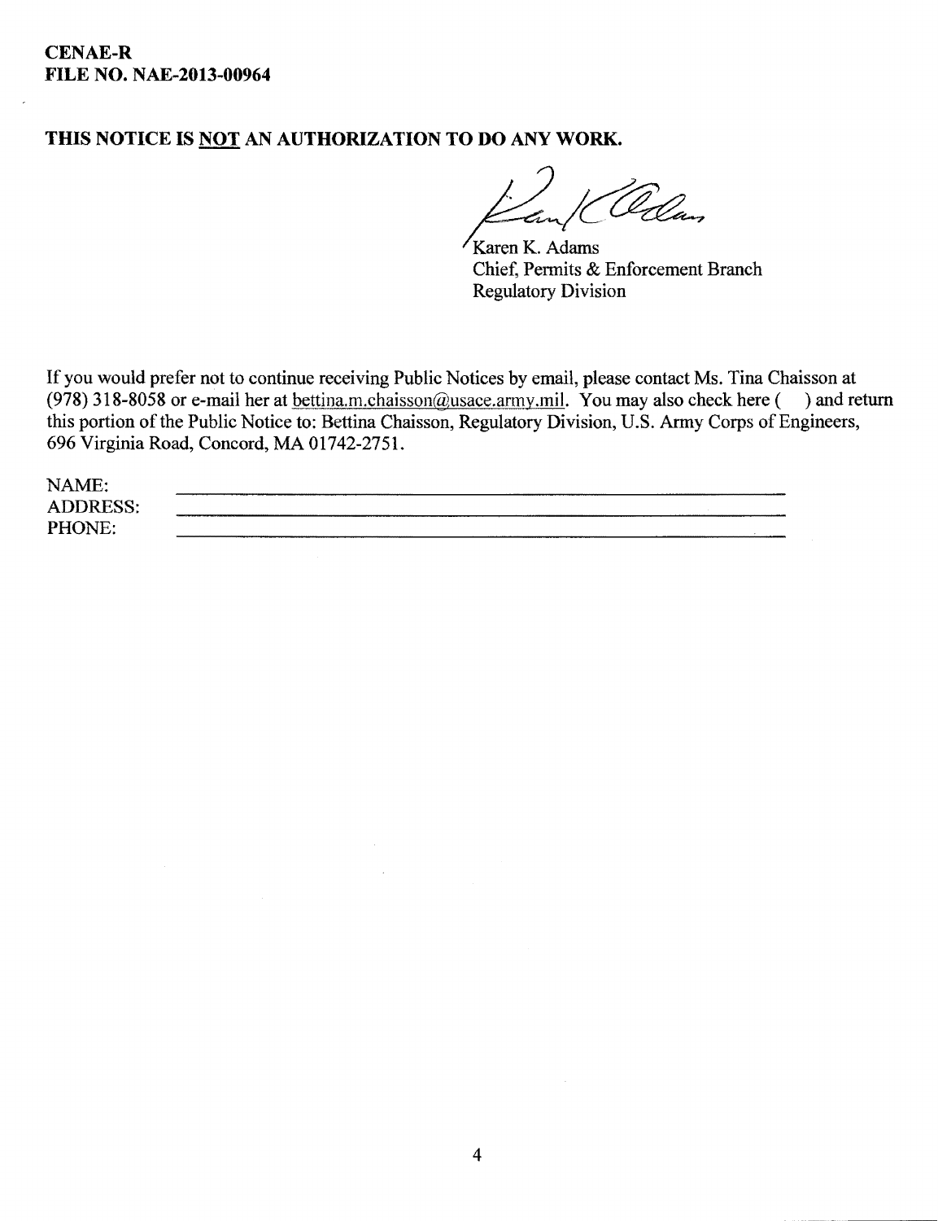**CENAE-R**
**FILE NO. NAE-2013-00964**

**THIS NOTICE IS NOT AN AUTHORIZATION TO DO ANY WORK.**

Karen K. Adams
Chief, Permits & Enforcement Branch
Regulatory Division

If you would prefer not to continue receiving Public Notices by email, please contact Ms. Tina Chaisson at (978) 318-8058 or e-mail her at bettina.m.chaisson@usace.army.mil. You may also check here ( ) and return this portion of the Public Notice to: Bettina Chaisson, Regulatory Division, U.S. Army Corps of Engineers, 696 Virginia Road, Concord, MA 01742-2751.

NAME: ______________________________

ADDRESS: ______________________________

PHONE: ______________________________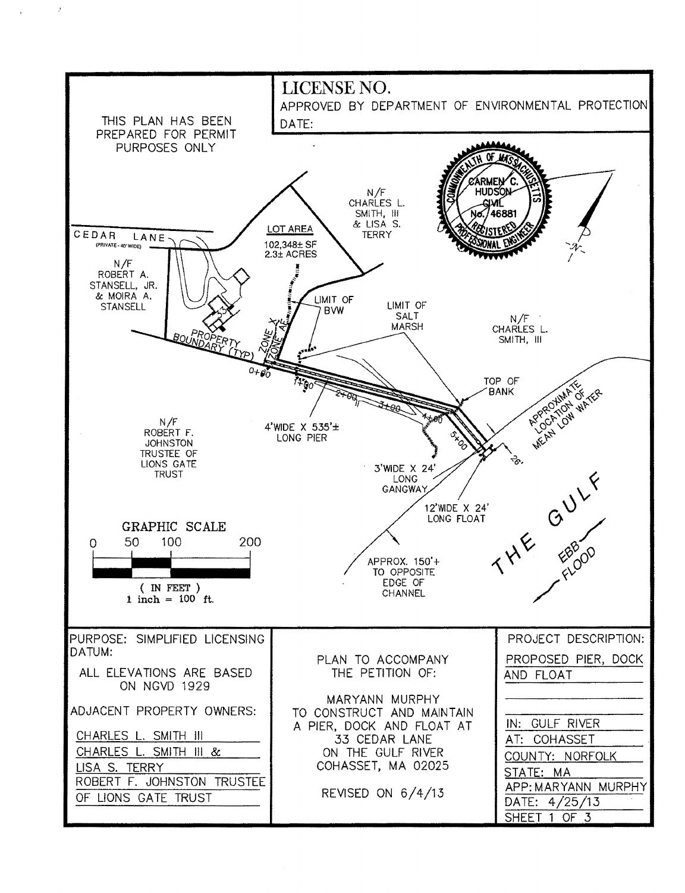LICENSE NO.

APPROVED BY DEPARTMENT OF ENVIRONMENTAL PROTECTION

DATE:

THIS PLAN HAS BEEN PREPARED FOR PERMIT PURPOSES ONLY

COMMONWEALTH OF MASSACHUSETTS
CARMEN C. HUDSON
CIVIL
No. 46881
REGISTERED PROFESSIONAL ENGINEER

N/F CHARLES L. SMITH, III & LISA S. TERRY

CEDAR LANE (PRIVATE - 40' WIDE)

LOT AREA
102,348± SF
2.3± ACRES

N/F ROBERT A. STANSELL, JR. & MOIRA A. STANSELL

33

PROPERTY BOUNDARY (TYP)

ZONE X
ZONE AE

LIMIT OF BVW

LIMIT OF SALT MARSH

N/F CHARLES L. SMITH, III

TOP OF BANK

APPROXIMATE LOCATION OF MEAN LOW WATER

0+00
1+00
2+00
3+00
4+00
5+00

26'

N/F ROBERT F. JOHNSTON TRUSTEE OF LIONS GATE TRUST

4'WIDE X 535'± LONG PIER

3'WIDE X 24' LONG GANGWAY

12'WIDE X 24' LONG FLOAT

THE GULF

EBB
FLOOD

GRAPHIC SCALE
0 50 100 200
( IN FEET )
1 inch = 100 ft.

APPROX. 150'+ TO OPPOSITE EDGE OF CHANNEL

PURPOSE: SIMPLIFIED LICENSING

DATUM:

ALL ELEVATIONS ARE BASED ON NGVD 1929

ADJACENT PROPERTY OWNERS:

CHARLES L. SMITH III
CHARLES L. SMITH III & LISA S. TERRY
ROBERT F. JOHNSTON TRUSTEE OF LIONS GATE TRUST

PLAN TO ACCOMPANY THE PETITION OF:

MARYANN MURPHY
TO CONSTRUCT AND MAINTAIN A PIER, DOCK AND FLOAT AT 33 CEDAR LANE ON THE GULF RIVER COHASSET, MA 02025

REVISED ON 6/4/13

PROJECT DESCRIPTION:

PROPOSED PIER, DOCK AND FLOAT

IN: GULF RIVER
AT: COHASSET
COUNTY: NORFOLK
STATE: MA
APP: MARYANN MURPHY
DATE: 4/25/13
SHEET 1 OF 3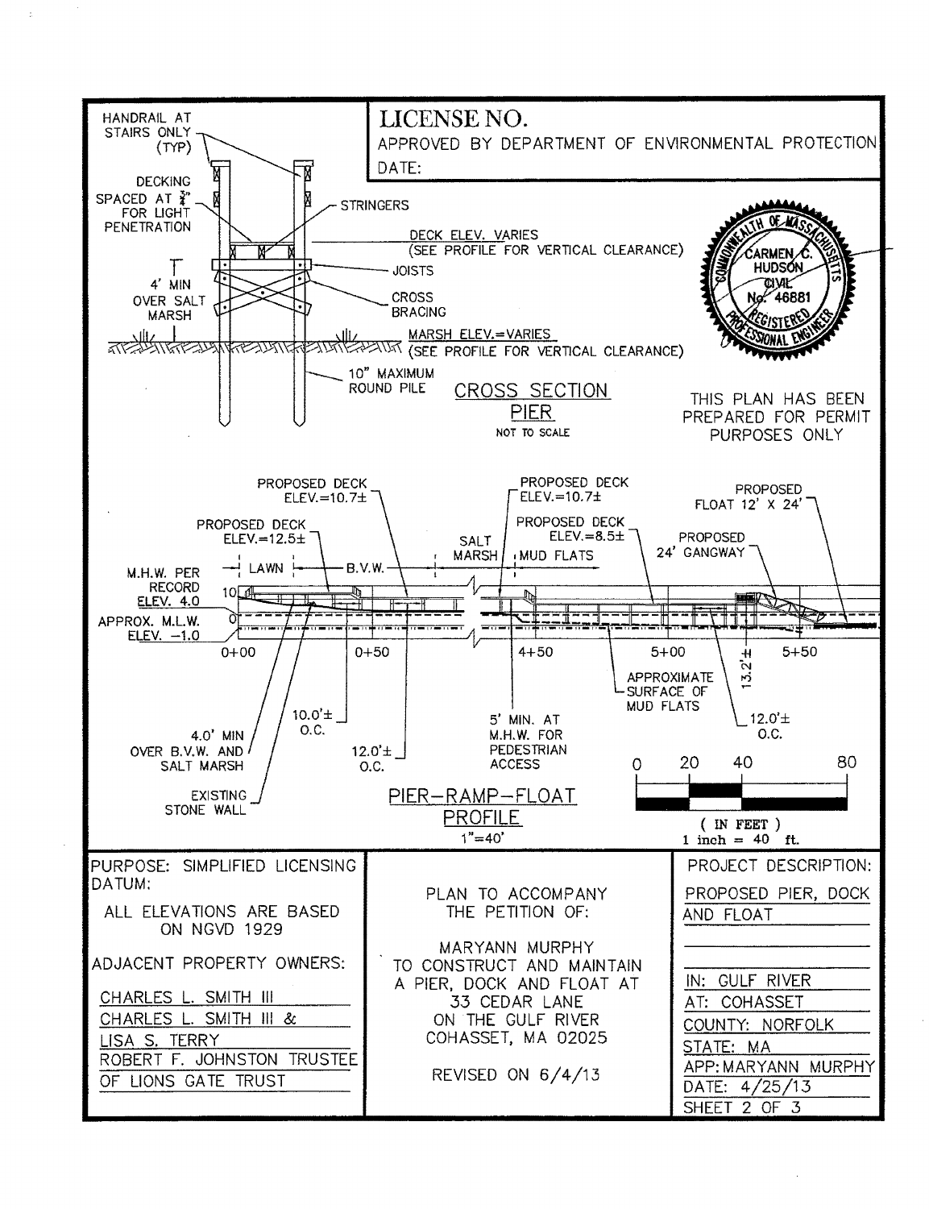LICENSE NO.

APPROVED BY DEPARTMENT OF ENVIRONMENTAL PROTECTION

DATE:

COMMONWEALTH OF MASSACHUSETTS
CARMEN C. HUDSON
CIVIL
No. 46881
REGISTERED PROFESSIONAL ENGINEER

THIS PLAN HAS BEEN PREPARED FOR PERMIT PURPOSES ONLY

## CROSS SECTION PIER

NOT TO SCALE

- HANDRAIL AT STAIRS ONLY (TYP)
- DECKING SPACED AT ¾" FOR LIGHT PENETRATION
- STRINGERS
- DECK ELEV. VARIES (SEE PROFILE FOR VERTICAL CLEARANCE)
- JOISTS
- 4' MIN OVER SALT MARSH
- CROSS BRACING
- MARSH ELEV.=VARIES (SEE PROFILE FOR VERTICAL CLEARANCE)
- 10" MAXIMUM ROUND PILE

## PIER–RAMP–FLOAT PROFILE

1"=40'

- PROPOSED DECK ELEV.=12.5±
- PROPOSED DECK ELEV.=10.7±
- PROPOSED DECK ELEV.=10.7±
- PROPOSED DECK ELEV.=8.5±
- PROPOSED FLOAT 12' X 24'
- PROPOSED 24' GANGWAY
- M.H.W. PER RECORD ELEV. 4.0
- APPROX. M.L.W. ELEV. –1.0
- LAWN
- B.V.W.
- SALT MARSH
- MUD FLATS
- 0+00, 0+50, 4+50, 5+00, 5+50
- 13.2'±
- APPROXIMATE SURFACE OF MUD FLATS
- 10.0'± O.C.
- 12.0'± O.C.
- 12.0'± O.C.
- 4.0' MIN OVER B.V.W. AND SALT MARSH
- 5' MIN. AT M.H.W. FOR PEDESTRIAN ACCESS
- EXISTING STONE WALL

0 20 40 80
( IN FEET )
1 inch = 40 ft.

PURPOSE: SIMPLIFIED LICENSING

DATUM:

ALL ELEVATIONS ARE BASED ON NGVD 1929

ADJACENT PROPERTY OWNERS:

CHARLES L. SMITH III
CHARLES L. SMITH III & LISA S. TERRY
ROBERT F. JOHNSTON TRUSTEE OF LIONS GATE TRUST

PLAN TO ACCOMPANY THE PETITION OF:

MARYANN MURPHY
TO CONSTRUCT AND MAINTAIN A PIER, DOCK AND FLOAT AT
33 CEDAR LANE
ON THE GULF RIVER
COHASSET, MA 02025

REVISED ON 6/4/13

PROJECT DESCRIPTION:

PROPOSED PIER, DOCK AND FLOAT

IN: GULF RIVER
AT: COHASSET
COUNTY: NORFOLK
STATE: MA
APP: MARYANN MURPHY
DATE: 4/25/13
SHEET 2 OF 3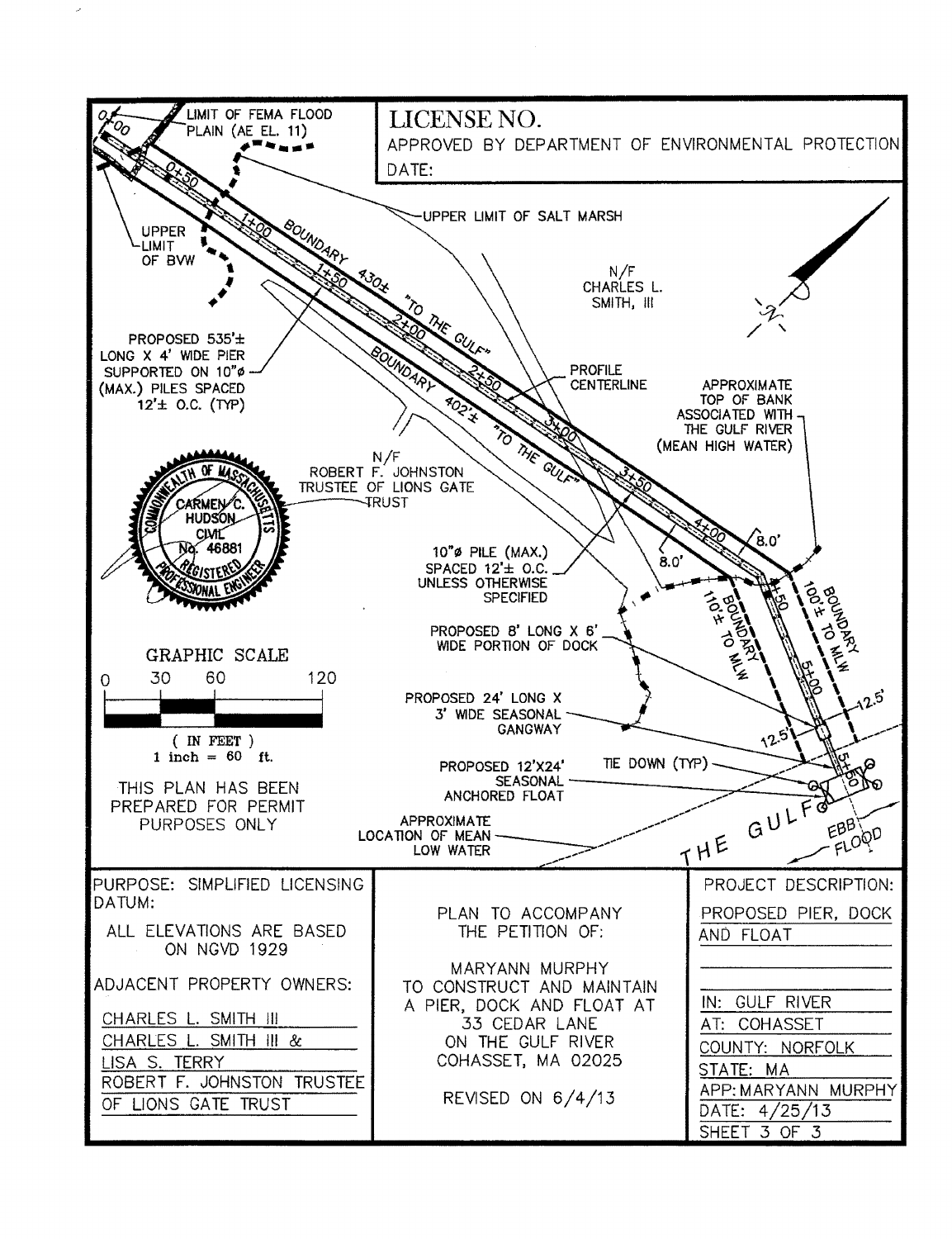LICENSE NO.

APPROVED BY DEPARTMENT OF ENVIRONMENTAL PROTECTION

DATE:

0+00

LIMIT OF FEMA FLOOD PLAIN (AE EL. 11)

UPPER LIMIT OF SALT MARSH

UPPER LIMIT OF BVW

0+50

1+00

1+50

2+00

2+50

3+00

3+50

4+00

4+50

5+00

5+50

BOUNDARY 430± "TO THE GULF"

BOUNDARY 402'± "TO THE GULF"

N/F CHARLES L. SMITH, III

PROPOSED 535'± LONG X 4' WIDE PIER SUPPORTED ON 10"ø (MAX.) PILES SPACED 12'± O.C. (TYP)

PROFILE CENTERLINE

APPROXIMATE TOP OF BANK ASSOCIATED WITH THE GULF RIVER (MEAN HIGH WATER)

N/F ROBERT F. JOHNSTON TRUSTEE OF LIONS GATE TRUST

COMMONWEALTH OF MASSACHUSETTS
CARMEN C. HUDSON
CIVIL
No. 46881
REGISTERED PROFESSIONAL ENGINEER

10"ø PILE (MAX.) SPACED 12'± O.C. UNLESS OTHERWISE SPECIFIED

8.0'

8.0'

BOUNDARY 110'± TO MLW

BOUNDARY 100'± TO MLW

PROPOSED 8' LONG X 6' WIDE PORTION OF DOCK

GRAPHIC SCALE

0 30 60 120

( IN FEET )
1 inch = 60 ft.

PROPOSED 24' LONG X 3' WIDE SEASONAL GANGWAY

12.5'

12.5'

PROPOSED 12'X24' SEASONAL ANCHORED FLOAT

TIE DOWN (TYP)

THIS PLAN HAS BEEN PREPARED FOR PERMIT PURPOSES ONLY

APPROXIMATE LOCATION OF MEAN LOW WATER

THE GULF

EBB

FLOOD

PURPOSE: SIMPLIFIED LICENSING

DATUM:

ALL ELEVATIONS ARE BASED ON NGVD 1929

ADJACENT PROPERTY OWNERS:

CHARLES L. SMITH III

CHARLES L. SMITH III & LISA S. TERRY

ROBERT F. JOHNSTON TRUSTEE OF LIONS GATE TRUST

PLAN TO ACCOMPANY THE PETITION OF:

MARYANN MURPHY
TO CONSTRUCT AND MAINTAIN A PIER, DOCK AND FLOAT AT
33 CEDAR LANE
ON THE GULF RIVER
COHASSET, MA 02025

REVISED ON 6/4/13

PROJECT DESCRIPTION:

PROPOSED PIER, DOCK AND FLOAT

IN: GULF RIVER

AT: COHASSET

COUNTY: NORFOLK

STATE: MA

APP: MARYANN MURPHY

DATE: 4/25/13

SHEET 3 OF 3